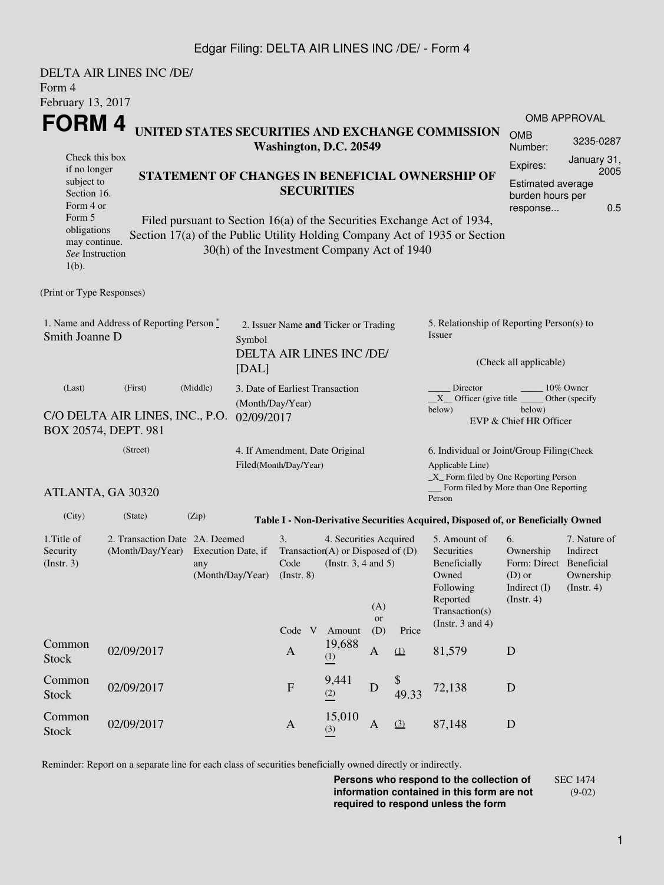Edgar Filing: DELTA AIR LINES INC /DE/ - Form 4

DELTA AIR LINES INC /DE/
Form 4
February 13, 2017

# FORM 4

**UNITED STATES SECURITIES AND EXCHANGE COMMISSION**
**Washington, D.C. 20549**

| OMB APPROVAL | |
|---|---|
| OMB Number: | 3235-0287 |
| Expires: | January 31, 2005 |
| Estimated average burden hours per response... | 0.5 |

Check this box if no longer subject to Section 16. Form 4 or Form 5 obligations may continue. *See* Instruction 1(b).

**STATEMENT OF CHANGES IN BENEFICIAL OWNERSHIP OF SECURITIES**

Filed pursuant to Section 16(a) of the Securities Exchange Act of 1934, Section 17(a) of the Public Utility Holding Company Act of 1935 or Section 30(h) of the Investment Company Act of 1940

(Print or Type Responses)

1. Name and Address of Reporting Person *
Smith Joanne D

(Last) (First) (Middle)

C/O DELTA AIR LINES, INC., P.O. BOX 20574, DEPT. 981

(Street)

ATLANTA, GA 30320

(City) (State) (Zip)

2. Issuer Name **and** Ticker or Trading Symbol
DELTA AIR LINES INC /DE/ [DAL]

3. Date of Earliest Transaction (Month/Day/Year)
02/09/2017

4. If Amendment, Date Original Filed(Month/Day/Year)

5. Relationship of Reporting Person(s) to Issuer

(Check all applicable)

_____ Director _____ 10% Owner
__X__ Officer (give title below) _____ Other (specify below)
EVP & Chief HR Officer

6. Individual or Joint/Group Filing(Check Applicable Line)
_X_ Form filed by One Reporting Person
___ Form filed by More than One Reporting Person

**Table I - Non-Derivative Securities Acquired, Disposed of, or Beneficially Owned**

| 1.Title of Security (Instr. 3) | 2. Transaction Date (Month/Day/Year) | 2A. Deemed Execution Date, if any (Month/Day/Year) | 3. Transaction Code (Instr. 8) | | 4. Securities Acquired (A) or Disposed of (D) (Instr. 3, 4 and 5) | | | 5. Amount of Securities Beneficially Owned Following Reported Transaction(s) (Instr. 3 and 4) | 6. Ownership Form: Direct (D) or Indirect (I) (Instr. 4) | 7. Nature of Indirect Beneficial Ownership (Instr. 4) |
|---|---|---|---|---|---|---|---|---|---|---|
| | | | Code | V | Amount | (A) or (D) | Price | | | |
| Common Stock | 02/09/2017 | | A | | 19,688 (1) | A | (1) | 81,579 | D | |
| Common Stock | 02/09/2017 | | F | | 9,441 (2) | D | $ 49.33 | 72,138 | D | |
| Common Stock | 02/09/2017 | | A | | 15,010 (3) | A | (3) | 87,148 | D | |

Reminder: Report on a separate line for each class of securities beneficially owned directly or indirectly.

**Persons who respond to the collection of information contained in this form are not required to respond unless the form**

SEC 1474 (9-02)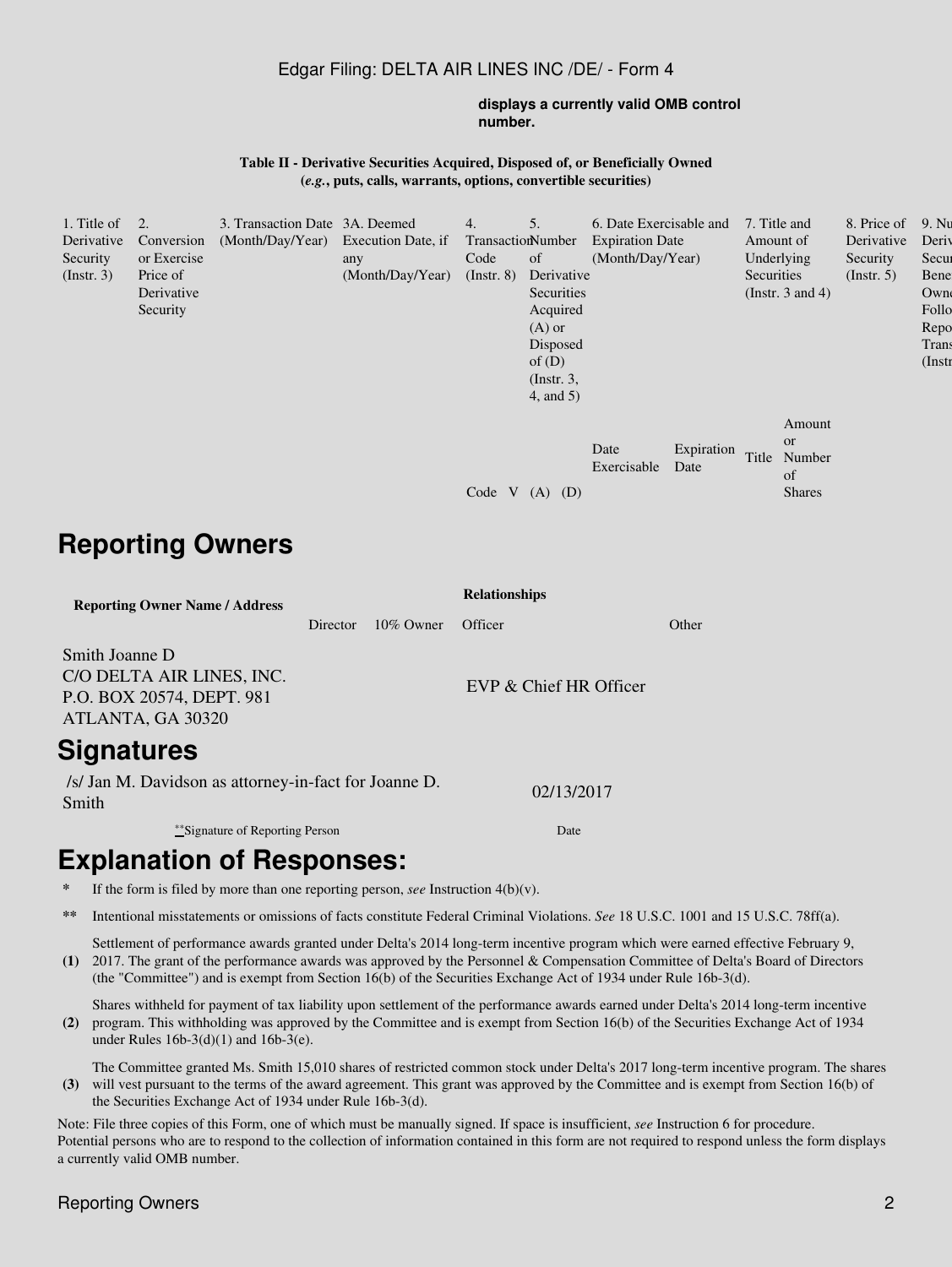displays a currently valid OMB control number.

**Table II - Derivative Securities Acquired, Disposed of, or Beneficially Owned**
**(*e.g.*, puts, calls, warrants, options, convertible securities)**

| 1. Title of Derivative Security (Instr. 3) | 2. Conversion or Exercise Price of Derivative Security | 3. Transaction Date (Month/Day/Year) | 3A. Deemed Execution Date, if any (Month/Day/Year) | 4. Transaction Code (Instr. 8) | | 5. Number of Derivative Securities Acquired (A) or Disposed of (D) (Instr. 3, 4, and 5) | | 6. Date Exercisable and Expiration Date (Month/Day/Year) | | 7. Title and Amount of Underlying Securities (Instr. 3 and 4) | | 8. Price of Derivative Security (Instr. 5) | 9. Nu Deriv Secur Bene Owne Follo Repo Trans (Instr |
|---|---|---|---|---|---|---|---|---|---|---|---|---|---|
| | | | | Code | V | (A) | (D) | Date Exercisable | Expiration Date | Title | Amount or Number of Shares | | |

## Reporting Owners

| Reporting Owner Name / Address | Relationships | | | |
|---|---|---|---|---|
| | Director | 10% Owner | Officer | Other |
| Smith Joanne D<br>C/O DELTA AIR LINES, INC.<br>P.O. BOX 20574, DEPT. 981<br>ATLANTA, GA 30320 | | | EVP & Chief HR Officer | |

## Signatures

| | |
|---|---|
| /s/ Jan M. Davidson as attorney-in-fact for Joanne D. Smith | 02/13/2017 |
| **Signature of Reporting Person | Date |

## Explanation of Responses:

* If the form is filed by more than one reporting person, *see* Instruction 4(b)(v).

** Intentional misstatements or omissions of facts constitute Federal Criminal Violations. *See* 18 U.S.C. 1001 and 15 U.S.C. 78ff(a).

**(1)** Settlement of performance awards granted under Delta's 2014 long-term incentive program which were earned effective February 9, 2017. The grant of the performance awards was approved by the Personnel & Compensation Committee of Delta's Board of Directors (the "Committee") and is exempt from Section 16(b) of the Securities Exchange Act of 1934 under Rule 16b-3(d).

**(2)** Shares withheld for payment of tax liability upon settlement of the performance awards earned under Delta's 2014 long-term incentive program. This withholding was approved by the Committee and is exempt from Section 16(b) of the Securities Exchange Act of 1934 under Rules 16b-3(d)(1) and 16b-3(e).

**(3)** The Committee granted Ms. Smith 15,010 shares of restricted common stock under Delta's 2017 long-term incentive program. The shares will vest pursuant to the terms of the award agreement. This grant was approved by the Committee and is exempt from Section 16(b) of the Securities Exchange Act of 1934 under Rule 16b-3(d).

Note: File three copies of this Form, one of which must be manually signed. If space is insufficient, *see* Instruction 6 for procedure.
Potential persons who are to respond to the collection of information contained in this form are not required to respond unless the form displays a currently valid OMB number.